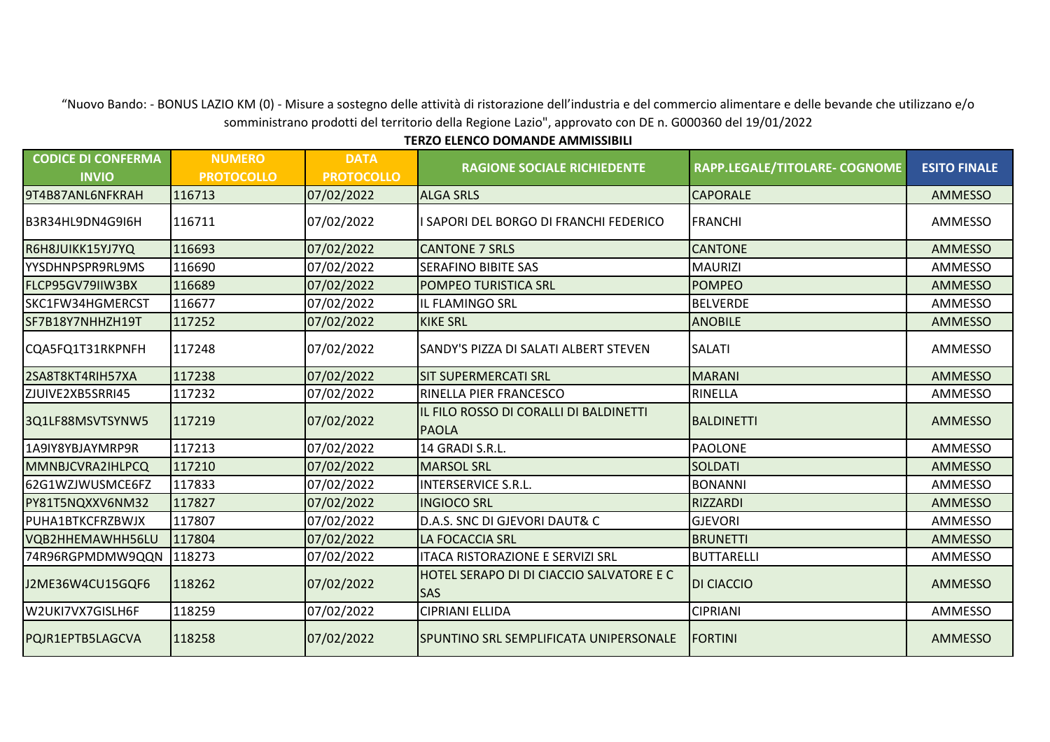"Nuovo Bando: - BONUS LAZIO KM (0) - Misure a sostegno delle attività di ristorazione dell'industria e del commercio alimentare e delle bevande che utilizzano e/o somministrano prodotti del territorio della Regione Lazio", approvato con DE n. G000360 del 19/01/2022

**TERZO ELENCO DOMANDE AMMISSIBILI**

| CODICE DI CONFERMA INVIO | NUMERO PROTOCOLLO | DATA PROTOCOLLO | RAGIONE SOCIALE RICHIEDENTE | RAPP.LEGALE/TITOLARE- COGNOME | ESITO FINALE |
|---|---|---|---|---|---|
| 9T4B87ANL6NFKRAH | 116713 | 07/02/2022 | ALGA SRLS | CAPORALE | AMMESSO |
| B3R34HL9DN4G9I6H | 116711 | 07/02/2022 | I SAPORI DEL BORGO DI FRANCHI FEDERICO | FRANCHI | AMMESSO |
| R6H8JUIKK15YJ7YQ | 116693 | 07/02/2022 | CANTONE 7 SRLS | CANTONE | AMMESSO |
| YYSDHNPSPR9RL9MS | 116690 | 07/02/2022 | SERAFINO BIBITE SAS | MAURIZI | AMMESSO |
| FLCP95GV79IIW3BX | 116689 | 07/02/2022 | POMPEO TURISTICA SRL | POMPEO | AMMESSO |
| SKC1FW34HGMERCST | 116677 | 07/02/2022 | IL FLAMINGO SRL | BELVERDE | AMMESSO |
| SF7B18Y7NHHZH19T | 117252 | 07/02/2022 | KIKE SRL | ANOBILE | AMMESSO |
| CQA5FQ1T31RKPNFH | 117248 | 07/02/2022 | SANDY'S PIZZA DI SALATI ALBERT STEVEN | SALATI | AMMESSO |
| 2SA8T8KT4RIH57XA | 117238 | 07/02/2022 | SIT SUPERMERCATI SRL | MARANI | AMMESSO |
| ZJUIVE2XB5SRRI45 | 117232 | 07/02/2022 | RINELLA PIER FRANCESCO | RINELLA | AMMESSO |
| 3Q1LF88MSVTSYNW5 | 117219 | 07/02/2022 | IL FILO ROSSO DI CORALLI DI BALDINETTI PAOLA | BALDINETTI | AMMESSO |
| 1A9IY8YBJAYMRP9R | 117213 | 07/02/2022 | 14 GRADI S.R.L. | PAOLONE | AMMESSO |
| MMNBJCVRA2IHLPCQ | 117210 | 07/02/2022 | MARSOL SRL | SOLDATI | AMMESSO |
| 62G1WZJWUSMCE6FZ | 117833 | 07/02/2022 | INTERSERVICE S.R.L. | BONANNI | AMMESSO |
| PY81T5NQXXV6NM32 | 117827 | 07/02/2022 | INGIOCO SRL | RIZZARDI | AMMESSO |
| PUHA1BTKCFRZBWJX | 117807 | 07/02/2022 | D.A.S. SNC DI GJEVORI DAUT& C | GJEVORI | AMMESSO |
| VQB2HHEMAWHH56LU | 117804 | 07/02/2022 | LA FOCACCIA SRL | BRUNETTI | AMMESSO |
| 74R96RGPMDMW9QQN | 118273 | 07/02/2022 | ITACA RISTORAZIONE E SERVIZI SRL | BUTTARELLI | AMMESSO |
| J2ME36W4CU15GQF6 | 118262 | 07/02/2022 | HOTEL SERAPO DI DI CIACCIO SALVATORE E C SAS | DI CIACCIO | AMMESSO |
| W2UKI7VX7GISLH6F | 118259 | 07/02/2022 | CIPRIANI ELLIDA | CIPRIANI | AMMESSO |
| PQJR1EPTB5LAGCVA | 118258 | 07/02/2022 | SPUNTINO SRL SEMPLIFICATA UNIPERSONALE | FORTINI | AMMESSO |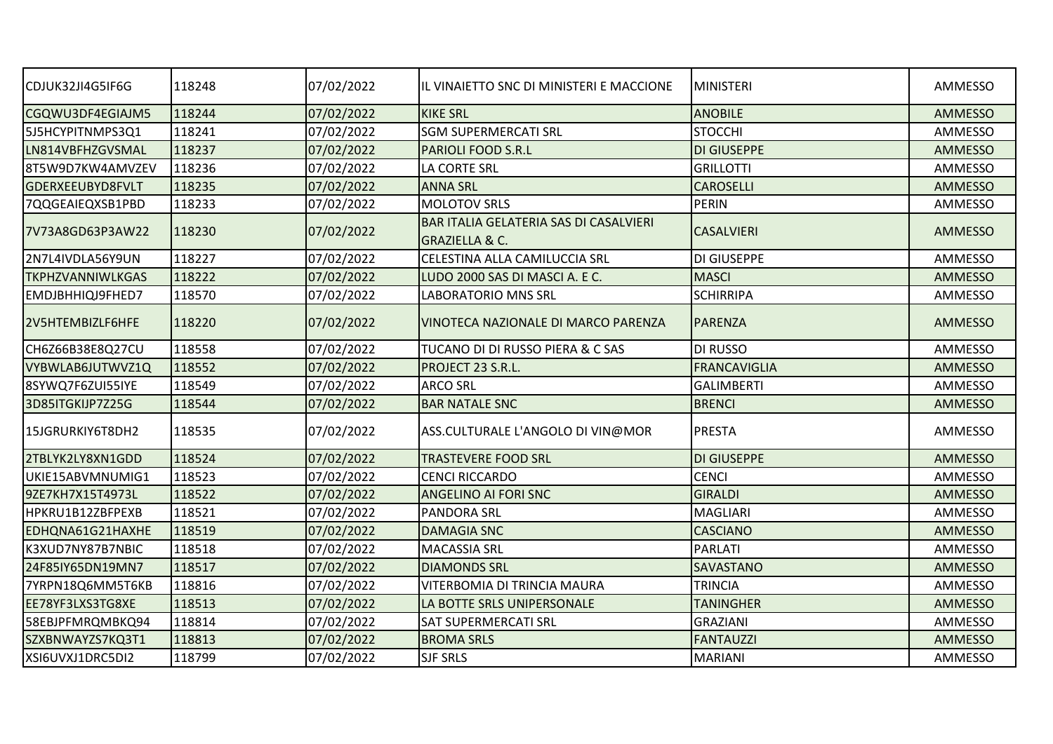| | | | | | |
|---|---|---|---|---|---|
| CDJUK32JI4G5IF6G | 118248 | 07/02/2022 | IL VINAIETTO SNC DI MINISTERI E MACCIONE | MINISTERI | AMMESSO |
| CGQWU3DF4EGIAJM5 | 118244 | 07/02/2022 | KIKE SRL | ANOBILE | AMMESSO |
| 5J5HCYPITNMPS3Q1 | 118241 | 07/02/2022 | SGM SUPERMERCATI SRL | STOCCHI | AMMESSO |
| LN814VBFHZGVSMAL | 118237 | 07/02/2022 | PARIOLI FOOD S.R.L | DI GIUSEPPE | AMMESSO |
| 8T5W9D7KW4AMVZEV | 118236 | 07/02/2022 | LA CORTE SRL | GRILLOTTI | AMMESSO |
| GDERXEEUBYD8FVLT | 118235 | 07/02/2022 | ANNA SRL | CAROSELLI | AMMESSO |
| 7QQGEAIEQXSB1PBD | 118233 | 07/02/2022 | MOLOTOV SRLS | PERIN | AMMESSO |
| 7V73A8GD63P3AW22 | 118230 | 07/02/2022 | BAR ITALIA GELATERIA SAS DI CASALVIERI GRAZIELLA & C. | CASALVIERI | AMMESSO |
| 2N7L4IVDLA56Y9UN | 118227 | 07/02/2022 | CELESTINA ALLA CAMILUCCIA SRL | DI GIUSEPPE | AMMESSO |
| TKPHZVANNIWLKGAS | 118222 | 07/02/2022 | LUDO 2000 SAS DI MASCI A. E C. | MASCI | AMMESSO |
| EMDJBHHIQJ9FHED7 | 118570 | 07/02/2022 | LABORATORIO MNS SRL | SCHIRRIPA | AMMESSO |
| 2V5HTEMBIZLF6HFE | 118220 | 07/02/2022 | VINOTECA NAZIONALE DI MARCO PARENZA | PARENZA | AMMESSO |
| CH6Z66B38E8Q27CU | 118558 | 07/02/2022 | TUCANO DI DI RUSSO PIERA & C SAS | DI RUSSO | AMMESSO |
| VYBWLAB6JUTWVZ1Q | 118552 | 07/02/2022 | PROJECT 23 S.R.L. | FRANCAVIGLIA | AMMESSO |
| 8SYWQ7F6ZUI55IYE | 118549 | 07/02/2022 | ARCO SRL | GALIMBERTI | AMMESSO |
| 3D85ITGKIJP7Z25G | 118544 | 07/02/2022 | BAR NATALE SNC | BRENCI | AMMESSO |
| 15JGRURKIY6T8DH2 | 118535 | 07/02/2022 | ASS.CULTURALE L'ANGOLO DI VIN@MOR | PRESTA | AMMESSO |
| 2TBLYK2LY8XN1GDD | 118524 | 07/02/2022 | TRASTEVERE FOOD SRL | DI GIUSEPPE | AMMESSO |
| UKIE15ABVMNUMIG1 | 118523 | 07/02/2022 | CENCI RICCARDO | CENCI | AMMESSO |
| 9ZE7KH7X15T4973L | 118522 | 07/02/2022 | ANGELINO AI FORI SNC | GIRALDI | AMMESSO |
| HPKRU1B12ZBFPEXB | 118521 | 07/02/2022 | PANDORA SRL | MAGLIARI | AMMESSO |
| EDHQNA61G21HAXHE | 118519 | 07/02/2022 | DAMAGIA SNC | CASCIANO | AMMESSO |
| K3XUD7NY87B7NBIC | 118518 | 07/02/2022 | MACASSIA SRL | PARLATI | AMMESSO |
| 24F85IY65DN19MN7 | 118517 | 07/02/2022 | DIAMONDS SRL | SAVASTANO | AMMESSO |
| 7YRPN18Q6MM5T6KB | 118816 | 07/02/2022 | VITERBOMIA DI TRINCIA MAURA | TRINCIA | AMMESSO |
| EE78YF3LXS3TG8XE | 118513 | 07/02/2022 | LA BOTTE SRLS UNIPERSONALE | TANINGHER | AMMESSO |
| 58EBJPFMRQMBKQ94 | 118814 | 07/02/2022 | SAT SUPERMERCATI SRL | GRAZIANI | AMMESSO |
| SZXBNWAYZS7KQ3T1 | 118813 | 07/02/2022 | BROMA SRLS | FANTAUZZI | AMMESSO |
| XSI6UVXJ1DRC5DI2 | 118799 | 07/02/2022 | SJF SRLS | MARIANI | AMMESSO |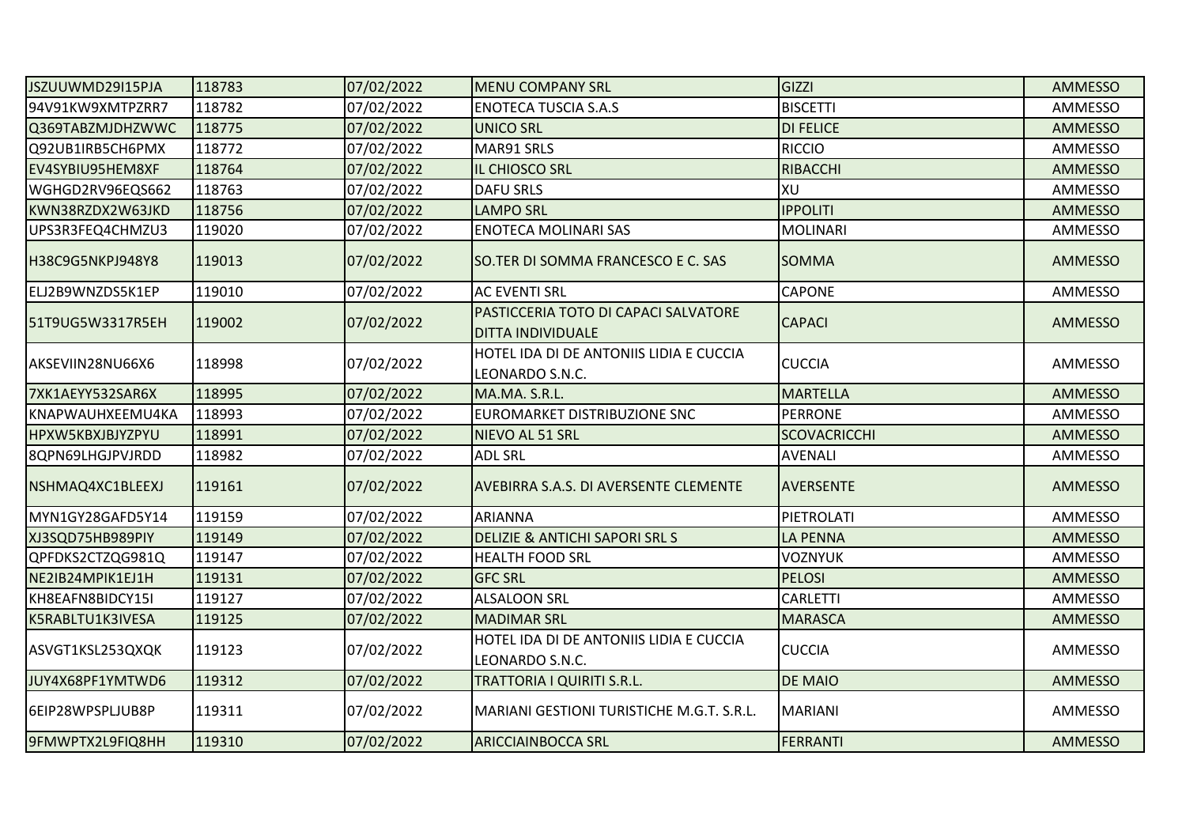| | | | | | |
|---|---|---|---|---|---|
| JSZUUWMD29I15PJA | 118783 | 07/02/2022 | MENU COMPANY SRL | GIZZI | AMMESSO |
| 94V91KW9XMTPZRR7 | 118782 | 07/02/2022 | ENOTECA TUSCIA S.A.S | BISCETTI | AMMESSO |
| Q369TABZMJDHZWWC | 118775 | 07/02/2022 | UNICO SRL | DI FELICE | AMMESSO |
| Q92UB1IRB5CH6PMX | 118772 | 07/02/2022 | MAR91 SRLS | RICCIO | AMMESSO |
| EV4SYBIU95HEM8XF | 118764 | 07/02/2022 | IL CHIOSCO SRL | RIBACCHI | AMMESSO |
| WGHGD2RV96EQS662 | 118763 | 07/02/2022 | DAFU SRLS | XU | AMMESSO |
| KWN38RZDX2W63JKD | 118756 | 07/02/2022 | LAMPO SRL | IPPOLITI | AMMESSO |
| UPS3R3FEQ4CHMZU3 | 119020 | 07/02/2022 | ENOTECA MOLINARI SAS | MOLINARI | AMMESSO |
| H38C9G5NKPJ948Y8 | 119013 | 07/02/2022 | SO.TER DI SOMMA FRANCESCO E C. SAS | SOMMA | AMMESSO |
| ELJ2B9WNZDS5K1EP | 119010 | 07/02/2022 | AC EVENTI SRL | CAPONE | AMMESSO |
| 51T9UG5W3317R5EH | 119002 | 07/02/2022 | PASTICCERIA TOTO DI CAPACI SALVATORE DITTA INDIVIDUALE | CAPACI | AMMESSO |
| AKSEVIIN28NU66X6 | 118998 | 07/02/2022 | HOTEL IDA DI DE ANTONIIS LIDIA E CUCCIA LEONARDO S.N.C. | CUCCIA | AMMESSO |
| 7XK1AEYY532SAR6X | 118995 | 07/02/2022 | MA.MA. S.R.L. | MARTELLA | AMMESSO |
| KNAPWAUHXEEMU4KA | 118993 | 07/02/2022 | EUROMARKET DISTRIBUZIONE SNC | PERRONE | AMMESSO |
| HPXW5KBXJBJYZPYU | 118991 | 07/02/2022 | NIEVO AL 51 SRL | SCOVACRICCHI | AMMESSO |
| 8QPN69LHGJPVJRDD | 118982 | 07/02/2022 | ADL SRL | AVENALI | AMMESSO |
| NSHMAQ4XC1BLEEXJ | 119161 | 07/02/2022 | AVEBIRRA S.A.S. DI AVERSENTE CLEMENTE | AVERSENTE | AMMESSO |
| MYN1GY28GAFD5Y14 | 119159 | 07/02/2022 | ARIANNA | PIETROLATI | AMMESSO |
| XJ3SQD75HB989PIY | 119149 | 07/02/2022 | DELIZIE & ANTICHI SAPORI SRL S | LA PENNA | AMMESSO |
| QPFDKS2CTZQG981Q | 119147 | 07/02/2022 | HEALTH FOOD SRL | VOZNYUK | AMMESSO |
| NE2IB24MPIK1EJ1H | 119131 | 07/02/2022 | GFC SRL | PELOSI | AMMESSO |
| KH8EAFN8BIDCY15I | 119127 | 07/02/2022 | ALSALOON SRL | CARLETTI | AMMESSO |
| K5RABLTU1K3IVESA | 119125 | 07/02/2022 | MADIMAR SRL | MARASCA | AMMESSO |
| ASVGT1KSL253QXQK | 119123 | 07/02/2022 | HOTEL IDA DI DE ANTONIIS LIDIA E CUCCIA LEONARDO S.N.C. | CUCCIA | AMMESSO |
| JUY4X68PF1YMTWD6 | 119312 | 07/02/2022 | TRATTORIA I QUIRITI S.R.L. | DE MAIO | AMMESSO |
| 6EIP28WPSPLJUB8P | 119311 | 07/02/2022 | MARIANI GESTIONI TURISTICHE M.G.T. S.R.L. | MARIANI | AMMESSO |
| 9FMWPTX2L9FIQ8HH | 119310 | 07/02/2022 | ARICCIAINBOCCA SRL | FERRANTI | AMMESSO |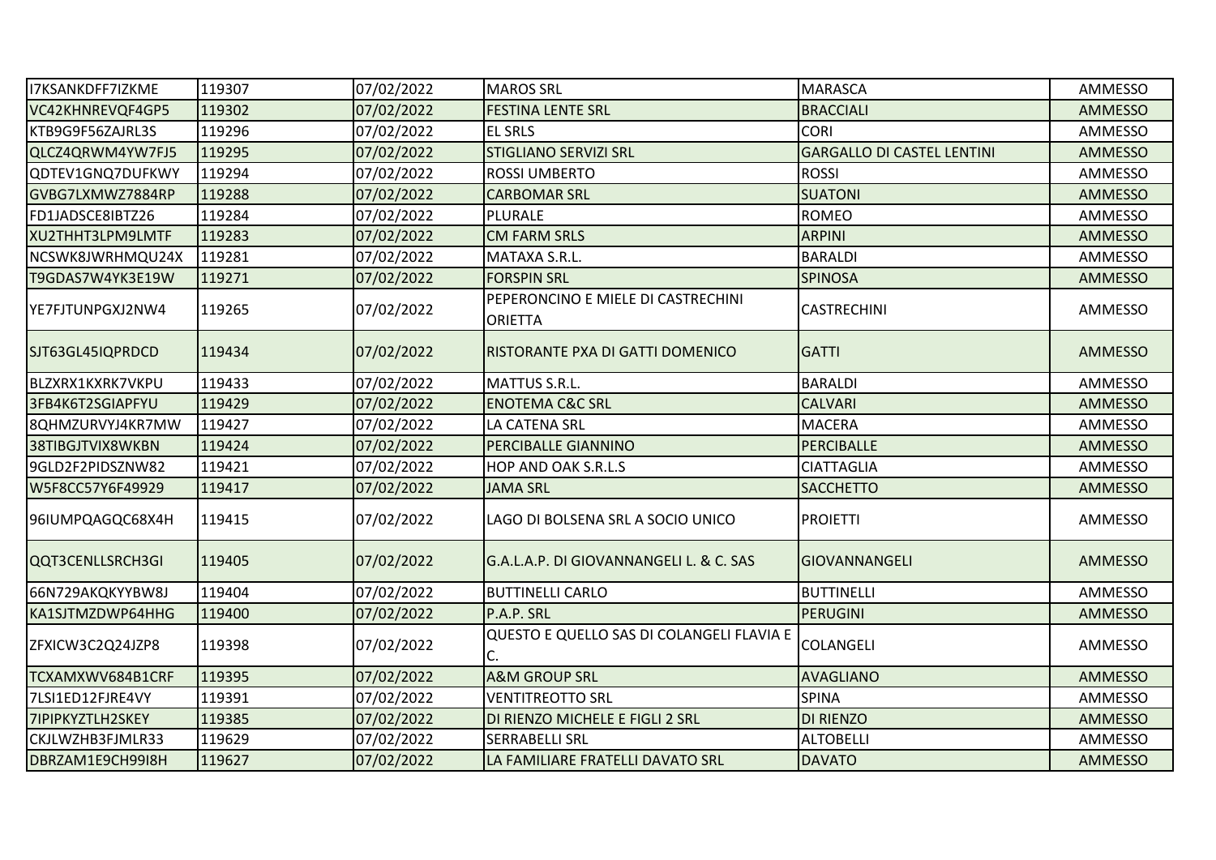| | | | | | |
|---|---|---|---|---|---|
| I7KSANKDFF7IZKME | 119307 | 07/02/2022 | MAROS SRL | MARASCA | AMMESSO |
| VC42KHNREVQF4GP5 | 119302 | 07/02/2022 | FESTINA LENTE SRL | BRACCIALI | AMMESSO |
| KTB9G9F56ZAJRL3S | 119296 | 07/02/2022 | EL SRLS | CORI | AMMESSO |
| QLCZ4QRWM4YW7FJ5 | 119295 | 07/02/2022 | STIGLIANO SERVIZI SRL | GARGALLO DI CASTEL LENTINI | AMMESSO |
| QDTEV1GNQ7DUFKWY | 119294 | 07/02/2022 | ROSSI UMBERTO | ROSSI | AMMESSO |
| GVBG7LXMWZ7884RP | 119288 | 07/02/2022 | CARBOMAR SRL | SUATONI | AMMESSO |
| FD1JADSCE8IBTZ26 | 119284 | 07/02/2022 | PLURALE | ROMEO | AMMESSO |
| XU2THHT3LPM9LMTF | 119283 | 07/02/2022 | CM FARM SRLS | ARPINI | AMMESSO |
| NCSWK8JWRHMQU24X | 119281 | 07/02/2022 | MATAXA S.R.L. | BARALDI | AMMESSO |
| T9GDAS7W4YK3E19W | 119271 | 07/02/2022 | FORSPIN SRL | SPINOSA | AMMESSO |
| YE7FJTUNPGXJ2NW4 | 119265 | 07/02/2022 | PEPERONCINO E MIELE DI CASTRECHINI ORIETTA | CASTRECHINI | AMMESSO |
| SJT63GL45IQPRDCD | 119434 | 07/02/2022 | RISTORANTE PXA DI GATTI DOMENICO | GATTI | AMMESSO |
| BLZXRX1KXRK7VKPU | 119433 | 07/02/2022 | MATTUS S.R.L. | BARALDI | AMMESSO |
| 3FB4K6T2SGIAPFYU | 119429 | 07/02/2022 | ENOTEMA C&C SRL | CALVARI | AMMESSO |
| 8QHMZURVYJ4KR7MW | 119427 | 07/02/2022 | LA CATENA SRL | MACERA | AMMESSO |
| 38TIBGJTVIX8WKBN | 119424 | 07/02/2022 | PERCIBALLE GIANNINO | PERCIBALLE | AMMESSO |
| 9GLD2F2PIDSZNW82 | 119421 | 07/02/2022 | HOP AND OAK S.R.L.S | CIATTAGLIA | AMMESSO |
| W5F8CC57Y6F49929 | 119417 | 07/02/2022 | JAMA SRL | SACCHETTO | AMMESSO |
| 96IUMPQAGQC68X4H | 119415 | 07/02/2022 | LAGO DI BOLSENA SRL A SOCIO UNICO | PROIETTI | AMMESSO |
| QQT3CENLLSRCH3GI | 119405 | 07/02/2022 | G.A.L.A.P. DI GIOVANNANGELI L. & C. SAS | GIOVANNANGELI | AMMESSO |
| 66N729AKQKYYBW8J | 119404 | 07/02/2022 | BUTTINELLI CARLO | BUTTINELLI | AMMESSO |
| KA1SJTMZDWP64HHG | 119400 | 07/02/2022 | P.A.P. SRL | PERUGINI | AMMESSO |
| ZFXICW3C2Q24JZP8 | 119398 | 07/02/2022 | QUESTO E QUELLO SAS DI COLANGELI FLAVIA E C. | COLANGELI | AMMESSO |
| TCXAMXWV684B1CRF | 119395 | 07/02/2022 | A&M GROUP SRL | AVAGLIANO | AMMESSO |
| 7LSI1ED12FJRE4VY | 119391 | 07/02/2022 | VENTITREOTTO SRL | SPINA | AMMESSO |
| 7IPIPKYZTLH2SKEY | 119385 | 07/02/2022 | DI RIENZO MICHELE E FIGLI 2 SRL | DI RIENZO | AMMESSO |
| CKJLWZHB3FJMLR33 | 119629 | 07/02/2022 | SERRABELLI SRL | ALTOBELLI | AMMESSO |
| DBRZAM1E9CH99I8H | 119627 | 07/02/2022 | LA FAMILIARE FRATELLI DAVATO SRL | DAVATO | AMMESSO |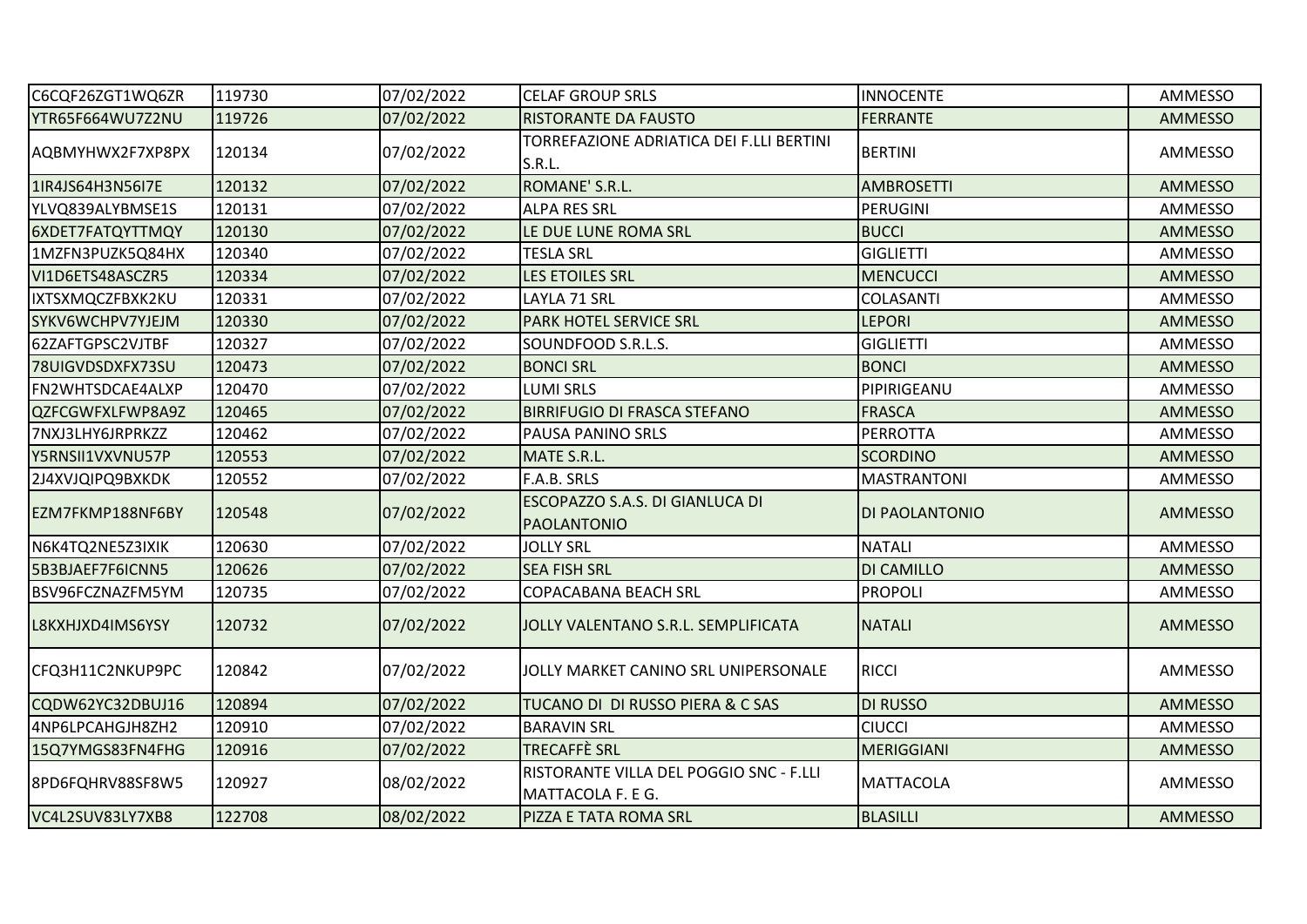| | | | | | |
|---|---|---|---|---|---|
| C6CQF26ZGT1WQ6ZR | 119730 | 07/02/2022 | CELAF GROUP SRLS | INNOCENTE | AMMESSO |
| YTR65F664WU7Z2NU | 119726 | 07/02/2022 | RISTORANTE DA FAUSTO | FERRANTE | AMMESSO |
| AQBMYHWX2F7XP8PX | 120134 | 07/02/2022 | TORREFAZIONE ADRIATICA DEI F.LLI BERTINI S.R.L. | BERTINI | AMMESSO |
| 1IR4JS64H3N56I7E | 120132 | 07/02/2022 | ROMANE' S.R.L. | AMBROSETTI | AMMESSO |
| YLVQ839ALYBMSE1S | 120131 | 07/02/2022 | ALPA RES SRL | PERUGINI | AMMESSO |
| 6XDET7FATQYTTMQY | 120130 | 07/02/2022 | LE DUE LUNE ROMA SRL | BUCCI | AMMESSO |
| 1MZFN3PUZK5Q84HX | 120340 | 07/02/2022 | TESLA SRL | GIGLIETTI | AMMESSO |
| VI1D6ETS48ASCZR5 | 120334 | 07/02/2022 | LES ETOILES SRL | MENCUCCI | AMMESSO |
| IXTSXMQCZFBXK2KU | 120331 | 07/02/2022 | LAYLA 71 SRL | COLASANTI | AMMESSO |
| SYKV6WCHPV7YJEJM | 120330 | 07/02/2022 | PARK HOTEL SERVICE SRL | LEPORI | AMMESSO |
| 62ZAFTGPSC2VJTBF | 120327 | 07/02/2022 | SOUNDFOOD S.R.L.S. | GIGLIETTI | AMMESSO |
| 78UIGVDSDXFX73SU | 120473 | 07/02/2022 | BONCI SRL | BONCI | AMMESSO |
| FN2WHTSDCAE4ALXP | 120470 | 07/02/2022 | LUMI SRLS | PIPIRIGEANU | AMMESSO |
| QZFCGWFXLFWP8A9Z | 120465 | 07/02/2022 | BIRRIFUGIO DI FRASCA STEFANO | FRASCA | AMMESSO |
| 7NXJ3LHY6JRPRKZZ | 120462 | 07/02/2022 | PAUSA PANINO SRLS | PERROTTA | AMMESSO |
| Y5RNSII1VXVNU57P | 120553 | 07/02/2022 | MATE S.R.L. | SCORDINO | AMMESSO |
| 2J4XVJQIPQ9BXKDK | 120552 | 07/02/2022 | F.A.B. SRLS | MASTRANTONI | AMMESSO |
| EZM7FKMP188NF6BY | 120548 | 07/02/2022 | ESCOPAZZO S.A.S. DI GIANLUCA DI PAOLANTONIO | DI PAOLANTONIO | AMMESSO |
| N6K4TQ2NE5Z3IXIK | 120630 | 07/02/2022 | JOLLY SRL | NATALI | AMMESSO |
| 5B3BJAEF7F6ICNN5 | 120626 | 07/02/2022 | SEA FISH SRL | DI CAMILLO | AMMESSO |
| BSV96FCZNAZFM5YM | 120735 | 07/02/2022 | COPACABANA BEACH SRL | PROPOLI | AMMESSO |
| L8KXHJXD4IMS6YSY | 120732 | 07/02/2022 | JOLLY VALENTANO S.R.L. SEMPLIFICATA | NATALI | AMMESSO |
| CFQ3H11C2NKUP9PC | 120842 | 07/02/2022 | JOLLY MARKET CANINO SRL UNIPERSONALE | RICCI | AMMESSO |
| CQDW62YC32DBUJ16 | 120894 | 07/02/2022 | TUCANO DI DI RUSSO PIERA & C SAS | DI RUSSO | AMMESSO |
| 4NP6LPCAHGJH8ZH2 | 120910 | 07/02/2022 | BARAVIN SRL | CIUCCI | AMMESSO |
| 15Q7YMGS83FN4FHG | 120916 | 07/02/2022 | TRECAFFÈ SRL | MERIGGIANI | AMMESSO |
| 8PD6FQHRV88SF8W5 | 120927 | 08/02/2022 | RISTORANTE VILLA DEL POGGIO SNC - F.LLI MATTACOLA F. E G. | MATTACOLA | AMMESSO |
| VC4L2SUV83LY7XB8 | 122708 | 08/02/2022 | PIZZA E TATA ROMA SRL | BLASILLI | AMMESSO |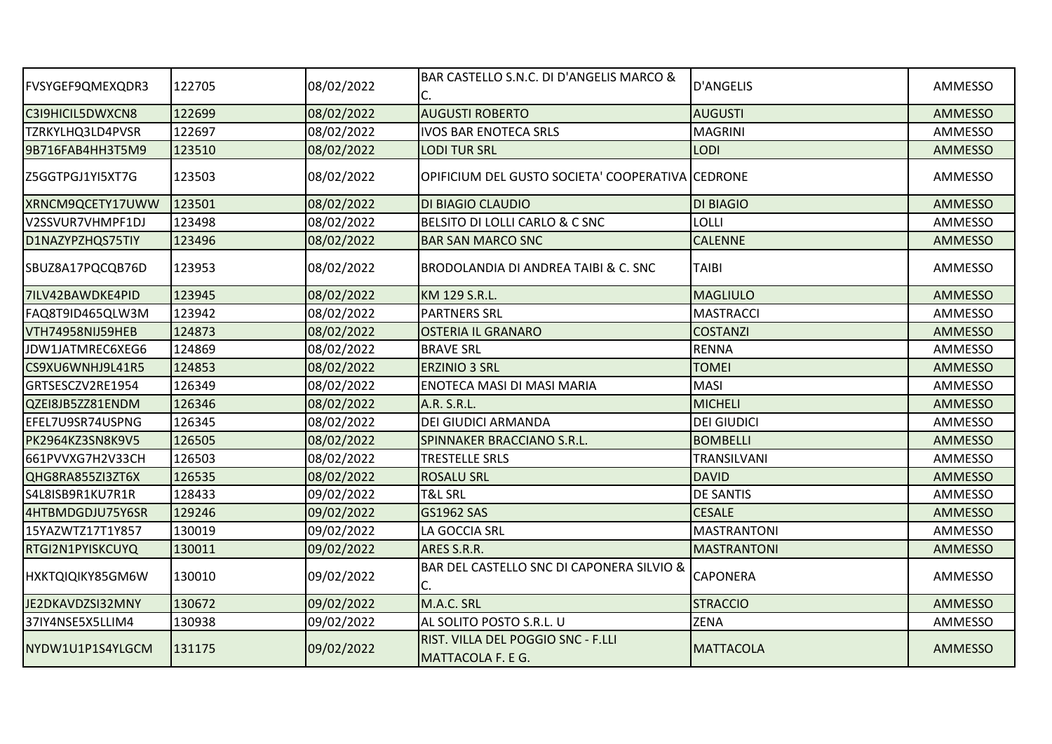| | | | | | |
|---|---|---|---|---|---|
| FVSYGEF9QMEXQDR3 | 122705 | 08/02/2022 | BAR CASTELLO S.N.C. DI D'ANGELIS MARCO & C. | D'ANGELIS | AMMESSO |
| C3I9HICIL5DWXCN8 | 122699 | 08/02/2022 | AUGUSTI ROBERTO | AUGUSTI | AMMESSO |
| TZRKYLHQ3LD4PVSR | 122697 | 08/02/2022 | IVOS BAR ENOTECA SRLS | MAGRINI | AMMESSO |
| 9B716FAB4HH3T5M9 | 123510 | 08/02/2022 | LODI TUR SRL | LODI | AMMESSO |
| Z5GGTPGJ1YI5XT7G | 123503 | 08/02/2022 | OPIFICIUM DEL GUSTO SOCIETA' COOPERATIVA | CEDRONE | AMMESSO |
| XRNCM9QCETY17UWW | 123501 | 08/02/2022 | DI BIAGIO CLAUDIO | DI BIAGIO | AMMESSO |
| V2SSVUR7VHMPF1DJ | 123498 | 08/02/2022 | BELSITO DI LOLLI CARLO & C SNC | LOLLI | AMMESSO |
| D1NAZYPZHQS75TIY | 123496 | 08/02/2022 | BAR SAN MARCO SNC | CALENNE | AMMESSO |
| SBUZ8A17PQCQB76D | 123953 | 08/02/2022 | BRODOLANDIA DI ANDREA TAIBI & C. SNC | TAIBI | AMMESSO |
| 7ILV42BAWDKE4PID | 123945 | 08/02/2022 | KM 129 S.R.L. | MAGLIULO | AMMESSO |
| FAQ8T9ID465QLW3M | 123942 | 08/02/2022 | PARTNERS SRL | MASTRACCI | AMMESSO |
| VTH74958NIJ59HEB | 124873 | 08/02/2022 | OSTERIA IL GRANARO | COSTANZI | AMMESSO |
| JDW1JATMREC6XEG6 | 124869 | 08/02/2022 | BRAVE SRL | RENNA | AMMESSO |
| CS9XU6WNHJ9L41R5 | 124853 | 08/02/2022 | ERZINIO 3 SRL | TOMEI | AMMESSO |
| GRTSESCZV2RE1954 | 126349 | 08/02/2022 | ENOTECA MASI DI MASI MARIA | MASI | AMMESSO |
| QZEI8JB5ZZ81ENDM | 126346 | 08/02/2022 | A.R. S.R.L. | MICHELI | AMMESSO |
| EFEL7U9SR74USPNG | 126345 | 08/02/2022 | DEI GIUDICI ARMANDA | DEI GIUDICI | AMMESSO |
| PK2964KZ3SN8K9V5 | 126505 | 08/02/2022 | SPINNAKER BRACCIANO S.R.L. | BOMBELLI | AMMESSO |
| 661PVVXG7H2V33CH | 126503 | 08/02/2022 | TRESTELLE SRLS | TRANSILVANI | AMMESSO |
| QHG8RA855ZI3ZT6X | 126535 | 08/02/2022 | ROSALU SRL | DAVID | AMMESSO |
| S4L8ISB9R1KU7R1R | 128433 | 09/02/2022 | T&L SRL | DE SANTIS | AMMESSO |
| 4HTBMDGDJU75Y6SR | 129246 | 09/02/2022 | GS1962 SAS | CESALE | AMMESSO |
| 15YAZWTZ17T1Y857 | 130019 | 09/02/2022 | LA GOCCIA SRL | MASTRANTONI | AMMESSO |
| RTGI2N1PYISKCUYQ | 130011 | 09/02/2022 | ARES S.R.R. | MASTRANTONI | AMMESSO |
| HXKTQIQIKY85GM6W | 130010 | 09/02/2022 | BAR DEL CASTELLO SNC DI CAPONERA SILVIO & C. | CAPONERA | AMMESSO |
| JE2DKAVDZSI32MNY | 130672 | 09/02/2022 | M.A.C. SRL | STRACCIO | AMMESSO |
| 37IY4NSE5X5LLIM4 | 130938 | 09/02/2022 | AL SOLITO POSTO S.R.L. U | ZENA | AMMESSO |
| NYDW1U1P1S4YLGCM | 131175 | 09/02/2022 | RIST. VILLA DEL POGGIO SNC - F.LLI MATTACOLA F. E G. | MATTACOLA | AMMESSO |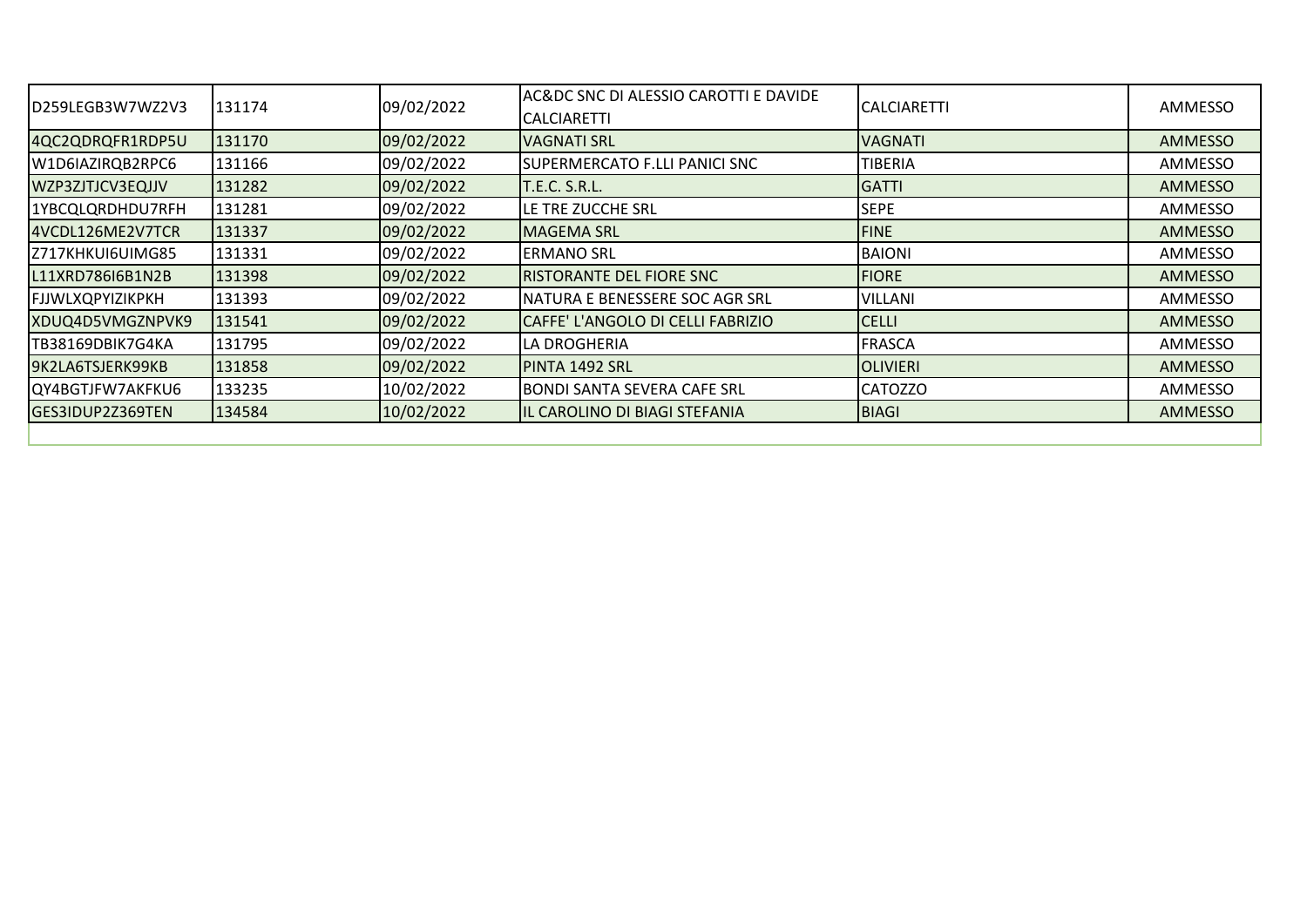| | | | | | |
|---|---|---|---|---|---|
| D259LEGB3W7WZ2V3 | 131174 | 09/02/2022 | AC&DC SNC DI ALESSIO CAROTTI E DAVIDE CALCIARETTI | CALCIARETTI | AMMESSO |
| 4QC2QDRQFR1RDP5U | 131170 | 09/02/2022 | VAGNATI SRL | VAGNATI | AMMESSO |
| W1D6IAZIRQB2RPC6 | 131166 | 09/02/2022 | SUPERMERCATO F.LLI PANICI SNC | TIBERIA | AMMESSO |
| WZP3ZJTJCV3EQJJV | 131282 | 09/02/2022 | T.E.C. S.R.L. | GATTI | AMMESSO |
| 1YBCQLQRDHDU7RFH | 131281 | 09/02/2022 | LE TRE ZUCCHE SRL | SEPE | AMMESSO |
| 4VCDL126ME2V7TCR | 131337 | 09/02/2022 | MAGEMA SRL | FINE | AMMESSO |
| Z717KHKUI6UIMG85 | 131331 | 09/02/2022 | ERMANO SRL | BAIONI | AMMESSO |
| L11XRD786I6B1N2B | 131398 | 09/02/2022 | RISTORANTE DEL FIORE SNC | FIORE | AMMESSO |
| FJJWLXQPYIZIKPKH | 131393 | 09/02/2022 | NATURA E BENESSERE SOC AGR SRL | VILLANI | AMMESSO |
| XDUQ4D5VMGZNPVK9 | 131541 | 09/02/2022 | CAFFE' L'ANGOLO DI CELLI FABRIZIO | CELLI | AMMESSO |
| TB38169DBIK7G4KA | 131795 | 09/02/2022 | LA DROGHERIA | FRASCA | AMMESSO |
| 9K2LA6TSJERK99KB | 131858 | 09/02/2022 | PINTA 1492 SRL | OLIVIERI | AMMESSO |
| QY4BGTJFW7AKFKU6 | 133235 | 10/02/2022 | BONDI SANTA SEVERA CAFE SRL | CATOZZO | AMMESSO |
| GES3IDUP2Z369TEN | 134584 | 10/02/2022 | IL CAROLINO DI BIAGI STEFANIA | BIAGI | AMMESSO |